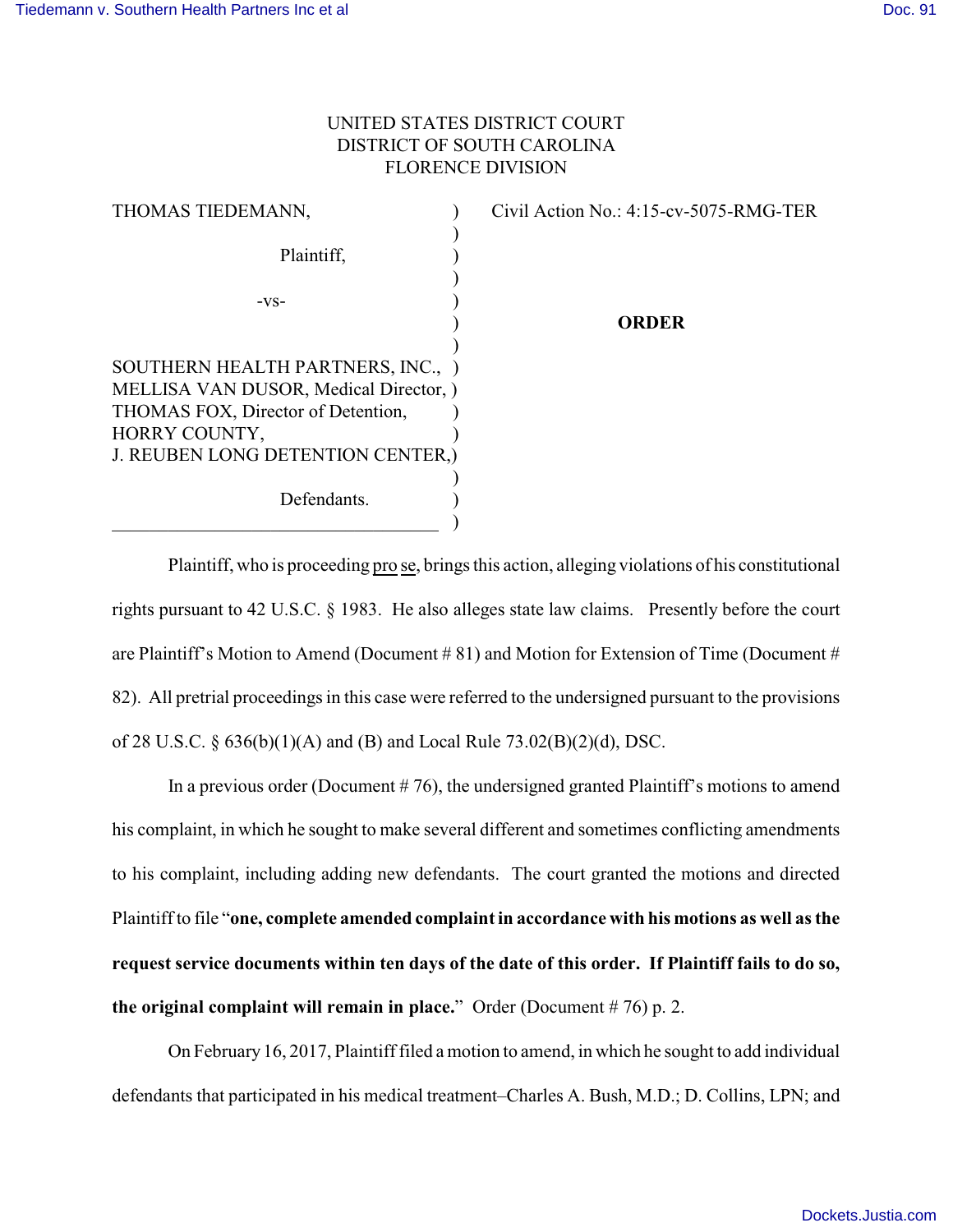UNITED STATES DISTRICT COURT
DISTRICT OF SOUTH CAROLINA
FLORENCE DIVISION

| | | |
|---|---|---|
| THOMAS TIEDEMANN, Plaintiff, | ) | Civil Action No.: 4:15-cv-5075-RMG-TER |
| -vs- | ) | **ORDER** |
| SOUTHERN HEALTH PARTNERS, INC., MELLISA VAN DUSOR, Medical Director, THOMAS FOX, Director of Detention, HORRY COUNTY, J. REUBEN LONG DETENTION CENTER, Defendants. | ) | |

Plaintiff, who is proceeding pro se, brings this action, alleging violations of his constitutional rights pursuant to 42 U.S.C. § 1983. He also alleges state law claims. Presently before the court are Plaintiff's Motion to Amend (Document # 81) and Motion for Extension of Time (Document # 82). All pretrial proceedings in this case were referred to the undersigned pursuant to the provisions of 28 U.S.C. § 636(b)(1)(A) and (B) and Local Rule 73.02(B)(2)(d), DSC.

In a previous order (Document # 76), the undersigned granted Plaintiff's motions to amend his complaint, in which he sought to make several different and sometimes conflicting amendments to his complaint, including adding new defendants. The court granted the motions and directed Plaintiff to file "**one, complete amended complaint in accordance with his motions as well as the request service documents within ten days of the date of this order. If Plaintiff fails to do so, the original complaint will remain in place.**" Order (Document # 76) p. 2.

On February 16, 2017, Plaintiff filed a motion to amend, in which he sought to add individual defendants that participated in his medical treatment–Charles A. Bush, M.D.; D. Collins, LPN; and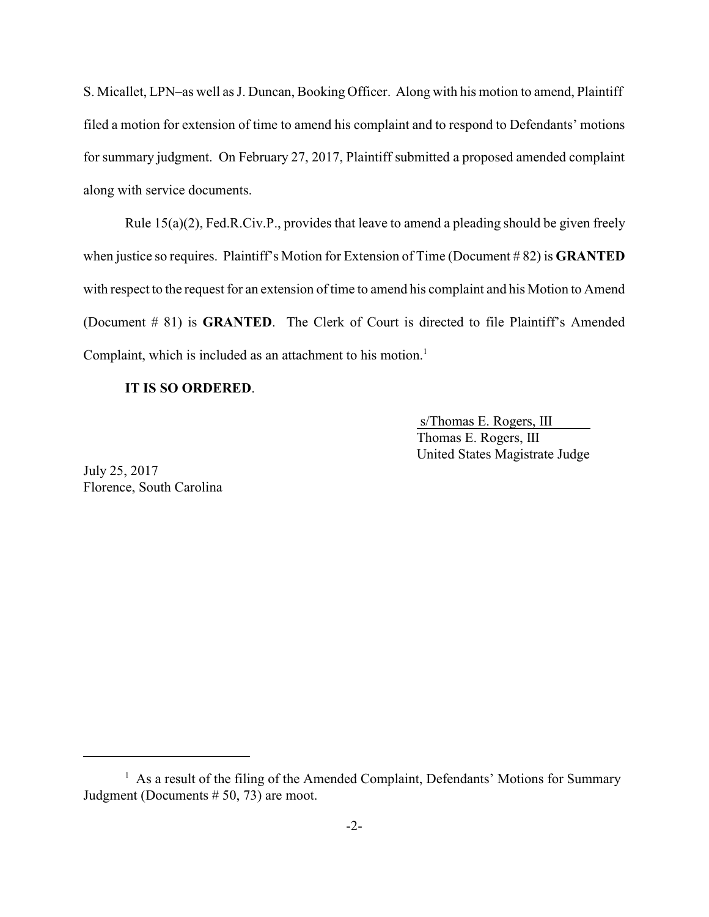S. Micallet, LPN–as well as J. Duncan, Booking Officer. Along with his motion to amend, Plaintiff filed a motion for extension of time to amend his complaint and to respond to Defendants' motions for summary judgment. On February 27, 2017, Plaintiff submitted a proposed amended complaint along with service documents.

Rule 15(a)(2), Fed.R.Civ.P., provides that leave to amend a pleading should be given freely when justice so requires. Plaintiff's Motion for Extension of Time (Document # 82) is **GRANTED** with respect to the request for an extension of time to amend his complaint and his Motion to Amend (Document # 81) is **GRANTED**. The Clerk of Court is directed to file Plaintiff's Amended Complaint, which is included as an attachment to his motion.[1]

**IT IS SO ORDERED**.

s/Thomas E. Rogers, III
Thomas E. Rogers, III
United States Magistrate Judge

July 25, 2017
Florence, South Carolina

---

[1] As a result of the filing of the Amended Complaint, Defendants' Motions for Summary Judgment (Documents # 50, 73) are moot.